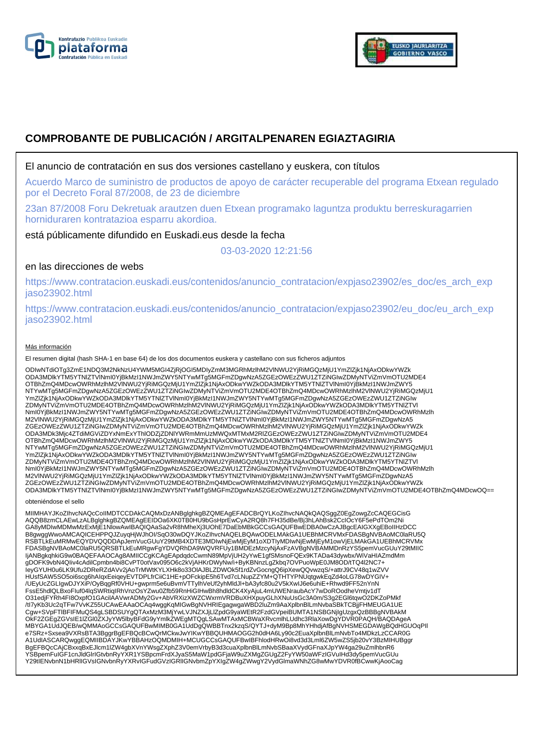# COMPROBANTE DE PUBLICACIÓN / ARGITALPENAREN EGIAZTAGIRIA

El anuncio de contratación en sus dos versiones castellano y euskera, con títulos

Acuerdo Marco de suministro de productos de apoyo de carácter recuperable del programa Etxean regulado por el Decreto Foral 87/2008, de 23 de diciembre

23an 87/2008 Foru Dekretuak arautzen duen Etxean programako laguntza produktu berreskuragarrien horniduraren kontratazioa esparru akordioa.

está públicamente difundido en Euskadi.eus desde la fecha

03-03-2020 12:21:56

en las direcciones de webs

https://www.contratacion.euskadi.eus/contenidos/anuncio_contratacion/expjaso23902/es_doc/es_arch_expjaso23902.html

https://www.contratacion.euskadi.eus/contenidos/anuncio_contratacion/expjaso23902/eu_doc/eu_arch_expjaso23902.html

Más información

El resumen digital (hash SHA-1 en base 64) de los dos documentos euskera y castellano con sus ficheros adjuntos

ODIwNTdiOTg3ZmE1NDQ3M2NkNzU4YWM5MGI4ZjRjOGI5MDlyZmM3MGRhMzlhM2VlNWU2YjRiMGQzMjU1YmZlZjk1NjAxODkwYWZkODA3MDlkYTM5YTNlZTVlNmI0YjBkMzI1NWJmZWY5NTYwMTg5MGFmZDgwNzA5ZGEzOWEzZWU1ZTZiNGIwZDMyNTViZmVmOTU2MDE4OTBhZmQ4MDcwOWRhMzlhM2VlNWU2YjRiMGQzMjU1YmZlZjk1NjAxODkwYWZkODA3MDlkYTM5YTNlZTVlNmI0YjBkMzI1NWJmZWY5NTYwMTg5MGFmZDgwNzA5ZGEzOWEzZWU1ZTZiNGIwZDMyNTViZmVmOTU2MDE4OTBhZmQ4MDcwOWRhMzlhM2VlNWU2YjRiMGQzMjU1YmZlZjk1NjAxODkwYWZkODA3MDlkYTM5YTNlZTVlNmI0YjBkMzI1NWJmZWY5NTYwMTg5MGFmZDgwNzA5ZGEzOWEzZWU1ZTZiNGIwZDMyNTViZmVmOTU2MDE4OTBhZmQ4MDcwOWRhMzlhM2VlNWU2YjRiMGQzMjU1YmZlZjk1NjAxODkwYWZkODA3MDlkYTM5YTNlZTVlNmI0YjBkMzI1NWJmZWY5NTYwMTg5MGFmZDgwNzA5ZGEzOWEzZWU1ZTZiNGIwZDMyNTViZmVmOTU2MDE4OTBhZmQ4MDcwOWRhMzlhM2VlNWU2YjRiMGQzMjU1YmZlZjk1NjAxODkwYWZkODA3MDk3Mjc4ZTdiMGViZDYxNmExYThlODZjZDNlYWRmMmUzMWQxMTMxM2RlZGEzOWEzZWU1ZTZiNGIwZDMyNTViZmVmOTU2MDE4OTBhZmQ4MDcwOWRhMzlhM2VlNWU2YjRiMGQzMjU1YmZlZjk1NjAxODkwYWZkODA3MDlkYTM5YTNlZTVlNmI0YjBkMzI1NWJmZWY5NTYwMTg5MGFmZDgwNzA5ZGEzOWEzZWU1ZTZiNGIwZDMyNTViZmVmOTU2MDE4OTBhZmQ4MDcwOWRhMzlhM2VlNWU2YjRiMGQzMjU1YmZlZjk1NjAxODkwYWZkODA3MDlkYTM5YTNlZTVlNmI0YjBkMzI1NWJmZWY5NTYwMTg5MGFmZDgwNzA5ZGEzOWEzZWU1ZTZiNGIwZDMyNTViZmVmOTU2MDE4OTBhZmQ4MDcwOWRhMzlhM2VlNWU2YjRiMGQzMjU1YmZlZjk1NjAxODkwYWZkODA3MDlkYTM5YTNlZTVlNmI0YjBkMzI1NWJmZWY5NTYwMTg5MGFmZDgwNzA5ZGEzOWEzZWU1ZTZiNGIwZDMyNTViZmVmOTU2MDE4OTBhZmQ4MDcwOWRhMzlhM2VlNWU2YjRiMGQzMjU1YmZlZjk1NjAxODkwYWZkODA3MDlkYTM5YTNlZTVlNmI0YjBkMzI1NWJmZWY5NTYwMTg5MGFmZDgwNzA5ZGEzOWEzZWU1ZTZiNGIwZDMyNTViZmVmOTU2MDE4OTBhZmQ4MDcwOQ==

obteniéndose el sello

MIIMHAYJKoZIhvcNAQcCoIIMDTCCDAkCAQMxDzANBglghkgBZQMEAgEFADCBrQYLKoZIhvcNAQkQAQSggZ0EgZowgZcCAQEGCisGAQQB8zmCLAEwLzALBglghkgBZQMEAgEEIDOa6XK0TB0HU9bGsHprEwCyA2RQ8h7FH35dBe/Bj3hLAhBsk2CclOcY6F5ePdTOm2NiGA8yMDIwMDMwMzExMjE1NlowAwIBAQIQAaSa2vR8hMheXj3UOhE7DaEbMBkGCCsGAQUFBwEDBA0wCzAJBgcEAIGXXgEBoIIHzDCCB8gwggWwoAMCAQICEHPPQJZuyqHjWJhOI/SqO30wDQYJKoZIhvcNAQELBQAwODELMAkGA1UEBhMCRVMxFDASBgNVBAoMC0laRU5QRSBTLkEuMRMwEQYDVQQDDApJemVucGUuY29tMB4XDTE3MDIwNjEwMjEyM1oXDTIyMDIwNjEwMjEyM1owVjELMAkGA1UEBhMCRVMxFDASBgNVBAoMC0laRU5QRSBTLkEuMRgwFgYDVQRhDA9WQVRFUy1BMDEzMzcyNjAxFzAVBgNVBAMMDnRzYS5pemVucGUuY29tMIICIjANBgkqhkiG9w0BAQEFAAOCAg8AMIICCgKCAgEApdqdcCwmN89MpVjUH2yYwE1gfSMsnoFQEx9KTADa43dywbx/WiVaHIAZmdMmgDOFK9vbN4QIiv4cAdilCpmbn4bi8CvPT0otVav095O6c2kVjAHKrDWyNw/i+ByKBNnzLgZkbq7OVPuoWpE0JM8OD/tTQ4l2NC7+IeyGYUH0u6LK9Ufu2DReRZdAVv2jAoTrMWtKYLXHk8o33OlAJBLZDWOk5f1rdZvGocngQ6ipXewQQvwzqS/+attrJ9CV48q1wZVVHUsfSAW5SO5oi6scg6hAlqxEeiqeyEVTDPLfrCiiC1HE+pOFckipE5h6Tvd7cLNupZZYM+QTHTYPNUqtgwkEqZd4oLG78wDYGIV+/UEyUcZGLlgwDJYXiP/OyBqgRf0VHU+gwprm5e6uBvmVTTylhVeUf2yhMldJl+bA3yfc80u2V5kXwIJ6e6uhiE+Rhwd9FF52nYnNFssE5hdlQLBxoFluf04lqSWRtiqIRhVnzOsYZwu0Zfb59RnHiGIHwBh8hdldCK4XyAjuL4mUWENraubAcY7wDoROodheVmtjv1dTO31edjFYRh4FI8OxpfO1GAcilAAVwrADMy2Gv+AbVRXizXWZCWxrmVRDBuXHXpuyGLhXNuUsGc3A0m/S3g2EGl6tqwO2DKZoPMkf/tI7yKb3Uc2qTFw7VvKZ55UCAwEAAaOCAq4wggKqMIGwBgNVHRIEgagwgaWBD2luZm9AaXplbnBlLmNvbaSBkTCBjjFHMEUGA1UECgw+SVpFTlBFIFMuQS4gLSBDSUYgQTAxMzM3MjYwLVJNZXJjLlZpdG9yaWEtR2FzdGVpeiBUMTA1NSBGNjIgUzgxQzBBBgNVBAkMOkF2ZGEgZGVsIE1lZGl0ZXJyYW5lbyBFdG9yYmlkZWEgMTQgLSAwMTAxMCBWaXRvcmlhLUdhc3RlaXowDgYDVR0PAQH/BAQDAgeAMBYGA1UdJQEB/wQMMAoGCCsGAQUFBwMIMB0GA1UdDgQWBBTnx2kzqS/QYTJ+dyM9Bp8MhYHhdjAfBgNVHSMEGDAWgBQdHGUOqPlIe7SRz+Sxsea9VXRsBTA3BggrBgEFBQcBCwQrMCkwJwYIKwYBBQUHMAOGG2h0dHA6Ly90c2EuaXplbnBlLmNvbTo4MDkzLzCCAR0GA1UdIASCARQwggEQMIIBDAYJKwYBBAHzOQMDMIH+MCUGCCsGAQUFBwIBFhlodHRwOi8vd3d3Lml6ZW5wZS5jb20vY3BzMIHUBggrBgEFBQcCAjCBxxqBxEJlcm1lZW4gbXVnYWsgZXphZ3V0emVrbyB3d3cuaXplbnBlLmNvbSBaaXVydGFnaXJpYW4ga29uZmlhbnR6YSBpemFuIGF1cnJldGlrIGtvbnRyYXR1YSBpcmFrdXJyaS5MaW1pdGFjaW9uZXMgZGUgZ2FyYW50aWFzIGVuIHd3dy5pemVucGUuY29tIENvbnN1bHRlIGVsIGNvbnRyYXRvIGFudGVzIGRlIGNvbmZpYXIgZW4gZWwgY2VydGlmaWNhZG8wMwYDVR0fBCwwKjAooCag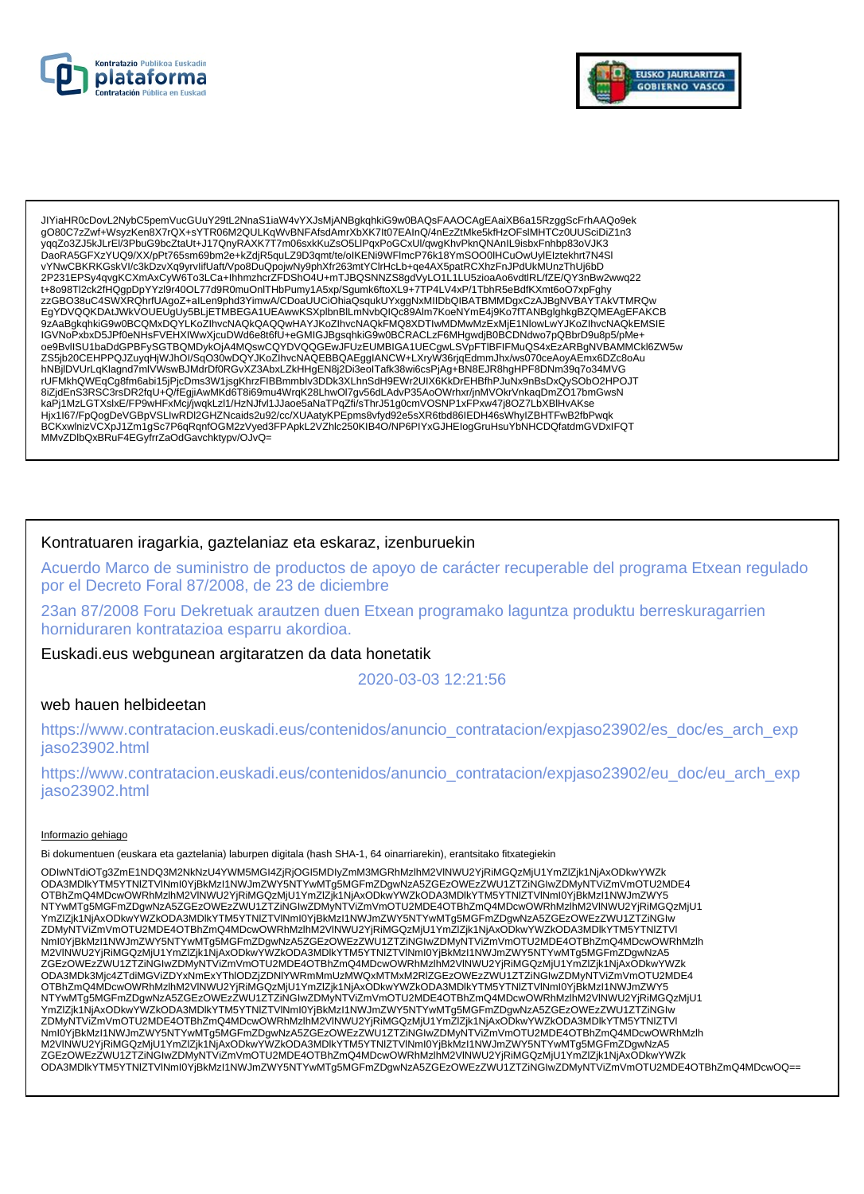JIYiaHR0cDovL2NybC5pemVucGUuY29tL2NnaS1iaW4vYXJsMjANBgkqhkiG9w0BAQsFAAOCAgEAaiXB6a15RzggScFrhAAQo9ek
gO80C7zZwf+WsyzKen8X7rQX+sYTR06M2QULKqWvBNFAfsdAmrXbXK7It07EAInQ/4nEzZtMke5kfHzOFslMHTCz0UUSciDiZ1n3
yqqZo3ZJ5kJLrEl/3PbuG9bcZtaUt+J17QnyRAXK7T7m06sxkKuZsO5LIPqxPoGCxUl/qwgKhvPknQNAnIL9isbxFnhbp83oVJK3
DaoRA5GFXzYUQ9/XX/pPt765sm69bm2e+kZdjR5quLZ9D3qmt/te/oIKENi9WFlmcP76k18YmSOO0lHCuOwUylEIztekhrt7N4Sl
vYNwCBKRKGskVI/c3kDzvXq9yrvIifUaft/Vpo8DuQpojwNy9phXfr263mtYClrHcLb+qe4AX5patRCXhzFnJPdUkMUnzThUj6bD
2P231EPSy4qvgKCXmAxCyW6To3LCa+IhhmzhcrZFDShO4U+mTJBQSNNZS8gdVyLO1L1LU5zioaAo6vdtlRL/fZE/QY3nBw2wwq22
t+8o98Tl2ck2fHQgpDpYYzl9r40OL77d9R0muOnlTHbPumy1A5xp/Sgumk6ftoXL9+7TP4LV4xP/1TbhR5eBdfKXmt6oO7xpFghy
zzGBO38uC4SWXRQhrfUAgoZ+alLen9phd3YimwA/CDoaUUCiOhiaQsqukUYxggNxMIIDbQIBATBMMDgxCzAJBgNVBAYTAkVTMRQw
EgYDVQQKDAtJWkVOUEUgUy5BLjETMBEGA1UEAwwKSXplbnBlLmNvbQIQc89Alm7KoeNYmE4j9Ko7fTANBglghkgBZQMEAgEFAKCB
9zAaBgkqhkiG9w0BCQMxDQYLKoZIhvcNAQkQAQQwHAYJKoZIhvcNAQkFMQ8XDTIwMDMwMzExMjE1NlowLwYJKoZIhvcNAQkEMSIE
IGVNoPxbxD5JPf0eNHsFVEHXlWwXjcuDWd6e8t6fU+eGMIGJBgsqhkiG9w0BCRACLzF6MHgwdjB0BCDNdwo7pQBbrD9u8p5/pMe+
oe9BvlISU1baDdGPBFySGTBQMDykOjA4MQswCQYDVQQGEwJFUzEUMBIGA1UECgwLSVpFTlBFIFMuQS4xEzARBgNVBAMMCkl6ZW5w
ZS5jb20CEHPPQJZuyqHjWJhOI/SqO30wDQYJKoZIhvcNAQEBBQAEggIANCW+LXryW36rjqEdmmJhx/ws070ceAoyAEmx6DZc8oAu
hNBjlDVUrLqKlagnd7mlVWswBJMdrDf0RGvXZ3AbxLZkHHgEN8j2Di3eoITafk38wi6csPjAg+BN8EJR8hgHPF8DNm39q7o34MVG
rUFMkhQWEqCg8fm6abi15jPjcDms3W1jsgKhrzFIBBmmblv3DDk3XLhnSdH9EWr2UIX6KkDrEHBfhPJuNx9nBsDxQySObO2HPOJT
8iZjdEnS3RSC3rsDR2fqU+Q/fEgjiAwMKd6T8i69mu4WrqK28LhwOl7gv56dLAdvP35AoOWrhxr/jnMVOkrVnkaqDmZO17bmGwsN
kaPj1MzLGTXslxE/FP9wHFxMcj/jwqkLzl1/HzNJfvl1JJaoe5aNaTPqZfi/sThrJ51g0cmVOSNP1xFPxw47j8OZ7LbXBlHvAKse
Hjx1I67/FpQogDeVGBpVSLlwRDl2GHZNcaids2u92/cc/XUAatyKPEpms8vfyd92e5sXR6tbd86IEDH46sWhylZBHTFwB2fbPwqk
BCKxwlnizVCXpJ1Zm1gSc7P6qRqnfOGM2zVyed3FPApkL2VZhlc250KIB4O/NP6PIYxGJHElogGruHsuYbNHCDQfatdmGVDxlFQT
MMvZDlbQxBRuF4EGyfrrZaOdGavchktypv/OJvQ=

## Kontratuaren iragarkia, gaztelaniaz eta eskaraz, izenburuekin

Acuerdo Marco de suministro de productos de apoyo de carácter recuperable del programa Etxean regulado por el Decreto Foral 87/2008, de 23 de diciembre

23an 87/2008 Foru Dekretuak arautzen duen Etxean programako laguntza produktu berreskuragarrien horniduraren kontratazioa esparru akordioa.

Euskadi.eus webgunean argitaratzen da data honetatik

2020-03-03 12:21:56

web hauen helbideetan

https://www.contratacion.euskadi.eus/contenidos/anuncio_contratacion/expjaso23902/es_doc/es_arch_expjaso23902.html

https://www.contratacion.euskadi.eus/contenidos/anuncio_contratacion/expjaso23902/eu_doc/eu_arch_expjaso23902.html

Informazio gehiago

Bi dokumentuen (euskara eta gaztelania) laburpen digitala (hash SHA-1, 64 oinarriarekin), erantsitako fitxategiekin

ODIwNTdiOTg3ZmE1NDQ3M2NkNzU4YWM5MGI4ZjRjOGI5MDIyZmM3MGRhMzlhM2VlNWU2YjRiMGQzMjU1YmZlZjk1NjAxODkwYWZk
ODA3MDlkYTM5YTNlZTVlNmI0YjBkMzI1NWJmZWY5NTYwMTg5MGFmZDgwNzA5ZGEzOWEzZWU1ZTZiNGIwZDMyNTViZmVmOTU2MDE4
OTBhZmQ4MDcwOWRhMzlhM2VlNWU2YjRiMGQzMjU1YmZlZjk1NjAxODkwYWZkODA3MDlkYTM5YTNlZTVlNmI0YjBkMzI1NWJmZWY5
NTYwMTg5MGFmZDgwNzA5ZGEzOWEzZWU1ZTZiNGIwZDMyNTViZmVmOTU2MDE4OTBhZmQ4MDcwOWRhMzlhM2VlNWU2YjRiMGQzMjU1
YmZlZjk1NjAxODkwYWZkODA3MDlkYTM5YTNlZTVlNmI0YjBkMzI1NWJmZWY5NTYwMTg5MGFmZDgwNzA5ZGEzOWEzZWU1ZTZiNGIw
ZDMyNTViZmVmOTU2MDE4OTBhZmQ4MDcwOWRhMzlhM2VlNWU2YjRiMGQzMjU1YmZlZjk1NjAxODkwYWZkODA3MDlkYTM5YTNlZTVl
NmI0YjBkMzI1NWJmZWY5NTYwMTg5MGFmZDgwNzA5ZGEzOWEzZWU1ZTZiNGIwZDMyNTViZmVmOTU2MDE4OTBhZmQ4MDcwOWRhMzlh
M2VlNWU2YjRiMGQzMjU1YmZlZjk1NjAxODkwYWZkODA3MDlkYTM5YTNlZTVlNmI0YjBkMzI1NWJmZWY5NTYwMTg5MGFmZDgwNzA5
ZGEzOWEzZWU1ZTZiNGIwZDMyNTViZmVmOTU2MDE4OTBhZmQ4MDcwOWRhMzlhM2VlNWU2YjRiMGQzMjU1YmZlZjk1NjAxODkwYWZk
ODA3MDk3Mjc4ZTdiMGViZDYxNmExYThlODZjZDNlYWRmMmUzMWQxMTMxM2RlZGEzOWEzZWU1ZTZiNGIwZDMyNTViZmVmOTU2MDE4
OTBhZmQ4MDcwOWRhMzlhM2VlNWU2YjRiMGQzMjU1YmZlZjk1NjAxODkwYWZkODA3MDlkYTM5YTNlZTVlNmI0YjBkMzI1NWJmZWY5
NTYwMTg5MGFmZDgwNzA5ZGEzOWEzZWU1ZTZiNGIwZDMyNTViZmVmOTU2MDE4OTBhZmQ4MDcwOWRhMzlhM2VlNWU2YjRiMGQzMjU1
YmZlZjk1NjAxODkwYWZkODA3MDlkYTM5YTNlZTVlNmI0YjBkMzI1NWJmZWY5NTYwMTg5MGFmZDgwNzA5ZGEzOWEzZWU1ZTZiNGIw
ZDMyNTViZmVmOTU2MDE4OTBhZmQ4MDcwOWRhMzlhM2VlNWU2YjRiMGQzMjU1YmZlZjk1NjAxODkwYWZkODA3MDlkYTM5YTNlZTVl
NmI0YjBkMzI1NWJmZWY5NTYwMTg5MGFmZDgwNzA5ZGEzOWEzZWU1ZTZiNGIwZDMyNTViZmVmOTU2MDE4OTBhZmQ4MDcwOWRhMzlh
M2VlNWU2YjRiMGQzMjU1YmZlZjk1NjAxODkwYWZkODA3MDlkYTM5YTNlZTVlNmI0YjBkMzI1NWJmZWY5NTYwMTg5MGFmZDgwNzA5
ZGEzOWEzZWU1ZTZiNGIwZDMyNTViZmVmOTU2MDE4OTBhZmQ4MDcwOWRhMzlhM2VlNWU2YjRiMGQzMjU1YmZlZjk1NjAxODkwYWZk
ODA3MDlkYTM5YTNlZTVlNmI0YjBkMzI1NWJmZWY5NTYwMTg5MGFmZDgwNzA5ZGEzOWEzZWU1ZTZiNGIwZDMyNTViZmVmOTU2MDE4OTBhZmQ4MDcwOQ==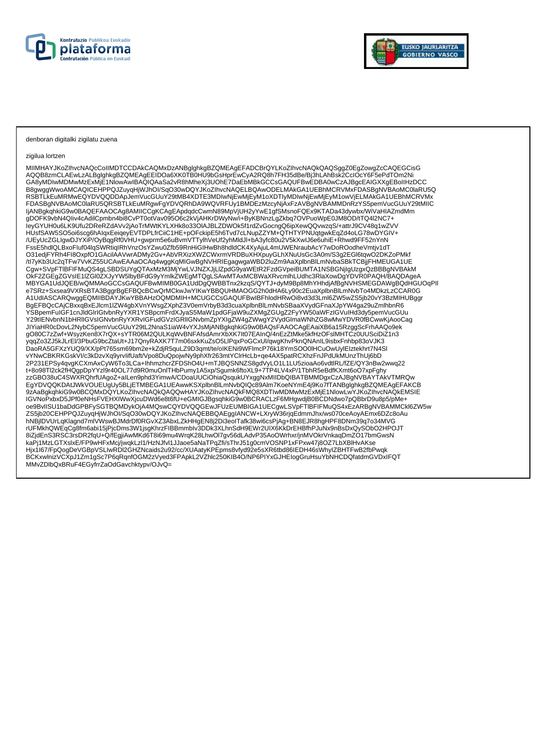denboran digitalki zigilatu zuena

zigilua lortzen

MIIMHAYJKoZIhvcNAQcCoIIMDTCCDAkCAQMxDzANBglghkgBZQMEAgEFADCBrQYLKoZIhvcNAQkQAQSggZ0EgZowgZcCAQEGCisG
AQQB8zmCLAEwLzALBglghkgBZQMEAgEEIDOa6XK0TB0HU9bGsHprEwCyA2RQ8h7FH35dBe/Bj3hLAhBsk2CclOcY6F5ePdTOm2Ni
GA8yMDIwMDMwMzExMjE1NlowAwIBAQIQAaSa2vR8hMheXj3UOhE7DaEbMBkGCCsGAQUFBwEDBA0wCzAJBgcEAIGXXgEBoIIHzDCC
B8gwggWwoAMCAQICEHPPQJZuyqHjWJhOI/SqO30wDQYJKoZIhvcNAQELBQAwODELMAkGA1UEBhMCRVMxFDASBgNVBAoMC0laRU5Q
RSBTLkEuMRMwEQYDVQQDDApJemVucGUuY29tMB4XDTE3MDIwNjEwMjEyM1oXDTIyMDIwNjEwMjEyM1owVjELMAkGA1UEBhMCRVMx
FDASBgNVBAoMC0laRU5QRSBTLkEuMRgwFgYDVQRhDA9WQVRFUy1BMDEzMzcyNjAxFzAVBgNVBAMMDnRzYS5pemVucGUuY29tMIIC
IjANBgkqhkiG9w0BAQEFAAOCAg8AMIICCgKCAgEApdqdcCwmN89MpVjUH2yYwE1gfSMsnoFQEx9KTADa43dywbx/WiVaHIAZmdMm
gDOFK9vbN4QIiv4cAdilCpmbn4bi8CvPT0otVav095O6c2kVjAHKrDWyNw/i+ByKBNnzLgZkbq7OVPuoWpE0JM8OD/tTQ4l2NC7+
IeyGYUH0u6LK9Ufu2DReRZdAVv2jAoTrMWtKYLXHk8o33OIAJBLZDWOk5f1rdZvGocngQ6ipXewQQvwzqS/+attrJ9CV48q1wZVV
HUsfSAW5SO5oi6scg6hAlqxEeiqeyEVTDPLfrCiiC1HE+pOFckipE5h6Tvd7cLNupZZYM+QTHTYPNUqtgwkEqZd4oLG78wDYGIV+
/UEyUcZGLIgwDJYXiP/OyBqgRf0VHU+gwprm5e6uBvmVTTylhVeUf2yhMldJl+bA3yfc80u2V5kXwIJ6e6uhiE+Rhwd9FF52nYnN
FssE5hdlQLBxoFluf04lqSWRtiqIRhVnzOsYZwu0Zfb59RnHiGIHwBh8hdldCK4XyAjuL4mUWENraubAcY7wDoROodheVmtjv1dT
O31edjFYRh4FI8OxpfO1GAcilAAVwrADMy2Gv+AbVRXizXWZCWxrmVRDBuXHXpuyGLhXNuUsGc3A0m/S3g2EGl6tqwO2DKZoPMkf
/tl7yKb3Uc2qTFw7VvKZ55UCAwEAAaOCAq4wggKqMIGwBgNVHRIEgagwgaWBD2luZm9AaXplbnBlLmNvbaSBkTCBjjFHMEUGA1UE
Cgw+SVpFTlBFIFMuQS4gLSBDSUYgQTAxMzM3MjYwLVJNZXJjLlZpdG9yaWEtR2FzdGVpeiBUMTA1NSBGNjIgUzgxQzBBBgNVBAkM
OkF2ZGEgZGVsIE1lZGl0ZXJyYW5lbyBFdG9yYmlkZWEgMTQgLSAwMTAxMCBWaXRvcmlhLUdhc3RlaXowDgYDVR0PAQH/BAQDAgeA
MBYGA1UdJQEB/wQMMAoGCCsGAQUFBwMIMB0GA1UdDgQWBBTnx2kzqS/QYTJ+dyM9Bp8MhYHhdjAfBgNVHSMEGDAWgBQdHGUOqPlI
e7SRz+Sxsea9VXRsBTA3BggrBgEFBQcBCwQrMCkwJwYIKwYBBQUHMAOGG2h0dHA6Ly90c2EuaXplbnBlLmNvbTo4MDkzLzCCAR0G
A1UdIASCARQwggEQMIIBDAYJKwYBBAHzOQMDMIH+MCUGCCsGAQUFBwIBFhlodHRwOi8vd3d3Lml6ZW5wZS5jb20vY3BzMIHUBggr
BgEFBQcCAjCBxxqBxEJlcm1lZW4gbXVnYWsgZXphZ3V0emVrbyB3d3cuaXplbnBlLmNvbSBaaXVydGFnaXJpYW4ga29uZmlhbnR6
YSBpemFuIGF1cnJldGlrIGtvbnRyYXR1YSBpcmFrdXJyaS5MaW1pdGFjaW9uZXMgZGUgZ2FyYW50aWFzIGVuIHd3dy5pemVucGUu
Y29tIENvbnN1bHRlIGVsIGNvbnRyYXRvIGFudGVzIGRlIGNvbmZpYXIgZW4gZWwgY2VydGlmaWNhZG8wMwYDVR0fBCwwKjAooCag
JIYiaHR0cDovL2NybC5pemVucGUuY29tL2NnaS1iaW4vYXJsMjANBgkqhkiG9w0BAQsFAAOCAgEAaiXB6a15RzggScFrhAAQo9ek
gO80C7zZwf+WsyzKen8X7rQX+sYTR06M2QULKqWvBNFAfsdAmrXbXK7lt07EAInQ/4nEzZtMke5kfHzOFslMHTCz0UUSciDiZ1n3
yqqZo3ZJ5kJLrEl/3PbuG9bcZtaUt+J17QnyRAXK7T7m06sxkKuZsO5LlPqxPoGCxUl/qwgKhvPknQNAnIL9isbxFnhbp83oVJK3
DaoRA5GFXzYUQ9/XX/pPt765sm69bm2e+kZdjR5quLZ9D3qmt/te/oIKENi9WFlmcP76k18YmSOO0lHCuOwUylEIztekhrt7N4Sl
vYNwCBKRKGskVl/c3kDzvXq9yrvlifUaft/Vpo8DuQpojwNy9phXfr263mtYClrHcLb+qe4AX5patRCXhzFnJPdUkMUnzThUj6bD
2P231EPSy4qvgKCXmAxCyW6To3LCa+lhhmzhcrZFDShO4U+mTJBQSNNZS8gdVyLO1L1LU5zioaAo6vdtlRL/fZE/QY3nBw2wwq22
t+8o98Tl2ck2fHQgpDpYYzl9r40OL77d9R0muOnlTHbPumy1A5xp/Sgumk6ftoXL9+7TP4LV4xP/1TbhR5eBdfKXmt6oO7xpFghy
zzGBO38uC4SWXRQhrfUAgoZ+alLen9phd3YimwA/CDoaUUCiOhiaQsqukUYxggNxMIIDbQIBATBMMDgxCzAJBgNVBAYTAkVTMRQw
EgYDVQQKDAtJWkVOUEUgUy5BLjETMBEGA1UEAwwKSXplbnBlLmNvbQIQc89Alm7KoeNYmE4j9Ko7fTANBglghkgBZQMEAgEFAKCB
9zAaBgkqhkiG9w0BCQMxDQYLKoZIhvcNAQkQAQQwHAYJKoZIhvcNAQkFMQ8XDTIwMDMwMzExMjE1NlowLwYJKoZIhvcNAQkEMSIE
IGVNoPxbxD5JPf0eNHsFVEHXIWwXjcuDWd6e8t6fU+eGMIGJBgsqhkiG9w0BCRACLzF6MHgwdjB0BCDNdwo7pQBbrD9u8p5/pMe+
oe9BvlISU1baDdGPBFySGTBQMDykOjA4MQswCQYDVQQGEwJFUzEUMBIGA1UECgwLSVpFTlBFIFMuQS4xEzARBgNVBAMMCkl6ZW5w
ZS5jb20CEHPPQJZuyqHjWJhOI/SqO30wDQYJKoZIhvcNAQEBBQAEggIANCW+LXryW36rjqEdmmJhx/ws070ceAoyAEmx6DZc8oAu
hNBjlDVUrLqKlagnd7mlVWswBJMdrDf0RGvXZ3AbxLZkHHgEN8j2Di3eolTafk38wi6csPjAg+BN8EJR8hgHPF8DNm39q7o34MVG
rUFMkhQWEqCg8fm6abi15jPjcDms3W1jsgKhrzFIBBmmblv3DDk3XLhnSdH9EWr2UIX6KkDrEHBfhPJuNx9nBsDxQySObO2HPOJT
8iZjdEnS3RSC3rsDR2fqU+Q/fEgjiAwMKd6T8i69mu4WrqK28LhwOl7gv56dLAdvP35AoOWrhxr/jnMVOkrVnkaqDmZO17bmGwsN
kaPj1MzLGTXslxE/FP9wHFxMcj/jwqkLzl1/HzNJfvl1JJaoe5aNaTPqZfi/sThrJ51g0cmVOSNP1xFPxw47j8OZ7LbXBlHvAKse
Hjx1I67/FpQogDeVGBpVSLIwRDl2GHZNcaids2u92/cc/XUAatyKPEpms8vfyd92e5sXR6tbd86IEDH46sWhyIZBHTFwB2fbPwqk
BCKxwlnizVCXpJ1Zm1gSc7P6qRqnfOGM2zVyed3FPApkL2VZhlc250KIB4O/NP6PIYxGJHEIogGruHsuYbNHCDQfatdmGVDxIFQT
MMvZDlbQxBRuF4EGyfrrZaOdGavchktypv/OJvQ=